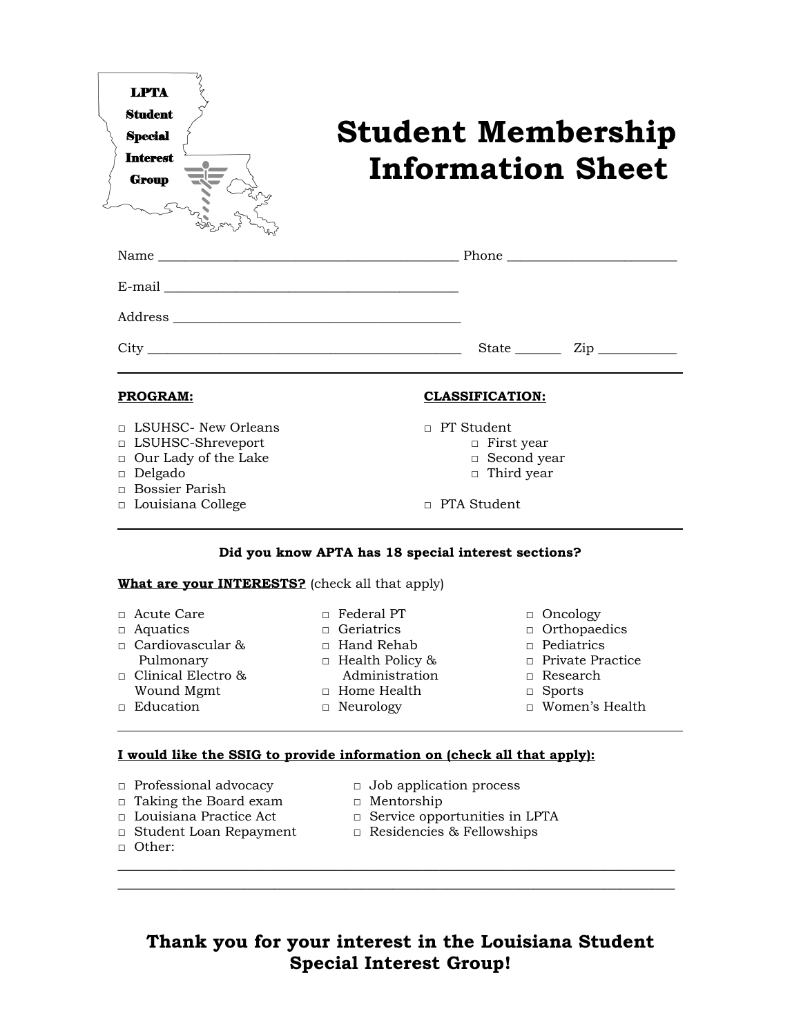LPTA Student Special Interest Group

# Student Membership Information Sheet

Name ___________________________________________ Phone ________________________

E-mail ___________________________________________

Address __________________________________________

City _____________________________________________ State _______ Zip ___________

---

**PROGRAM:**

□ LSUHSC- New Orleans
□ LSUHSC-Shreveport
□ Our Lady of the Lake
□ Delgado
□ Bossier Parish
□ Louisiana College

**CLASSIFICATION:**

□ PT Student
  □ First year
  □ Second year
  □ Third year

□ PTA Student

---

**Did you know APTA has 18 special interest sections?**

**What are your INTERESTS?** (check all that apply)

□ Acute Care
□ Aquatics
□ Cardiovascular & Pulmonary
□ Clinical Electro & Wound Mgmt
□ Education
□ Federal PT
□ Geriatrics
□ Hand Rehab
□ Health Policy & Administration
□ Home Health
□ Neurology
□ Oncology
□ Orthopaedics
□ Pediatrics
□ Private Practice
□ Research
□ Sports
□ Women's Health

---

**I would like the SSIG to provide information on (check all that apply):**

□ Professional advocacy
□ Taking the Board exam
□ Louisiana Practice Act
□ Student Loan Repayment
□ Other:
□ Job application process
□ Mentorship
□ Service opportunities in LPTA
□ Residencies & Fellowships

_______________________________________________________________________________

_______________________________________________________________________________

**Thank you for your interest in the Louisiana Student Special Interest Group!**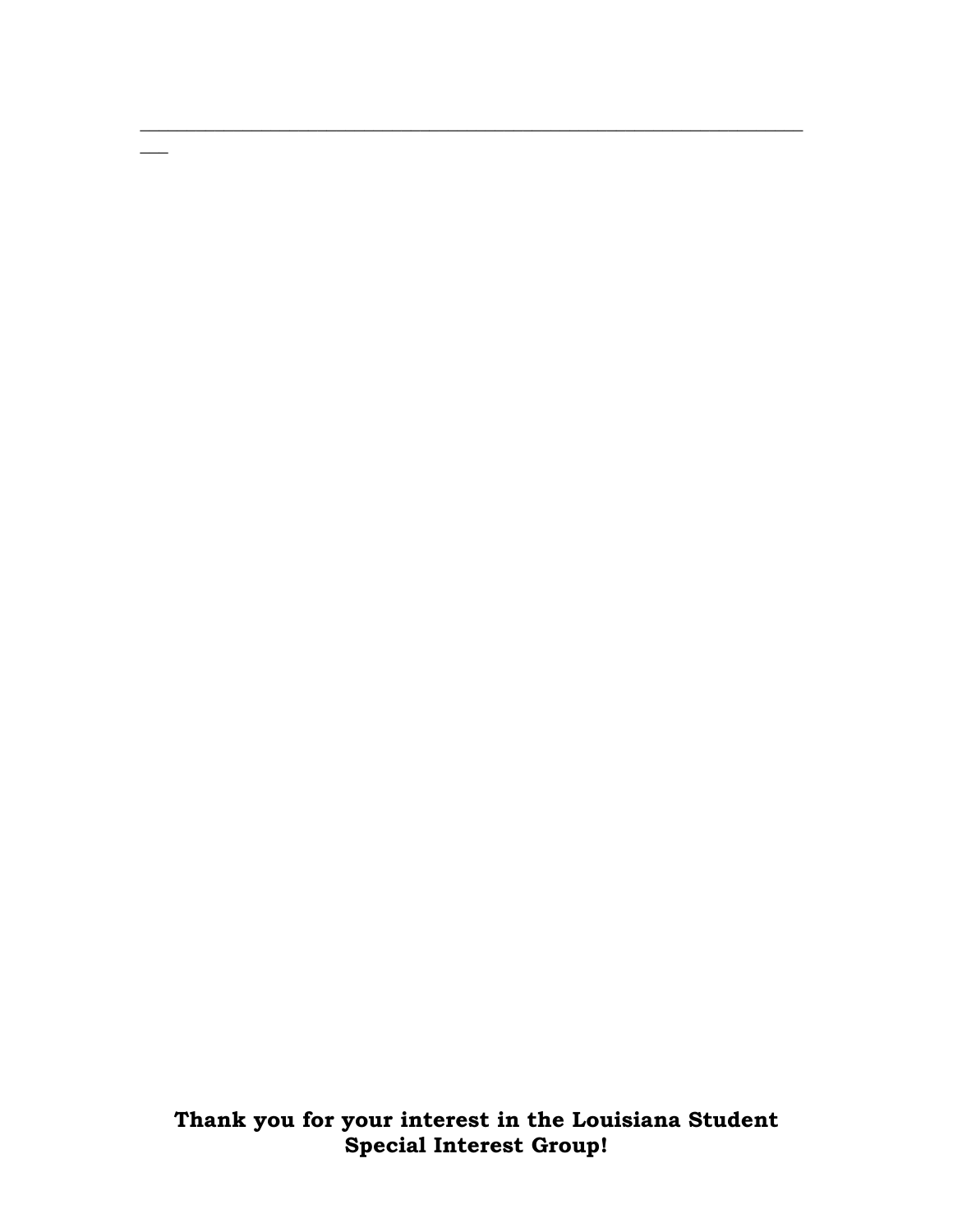___________________________________________________________________________

**Thank you for your interest in the Louisiana Student Special Interest Group!**